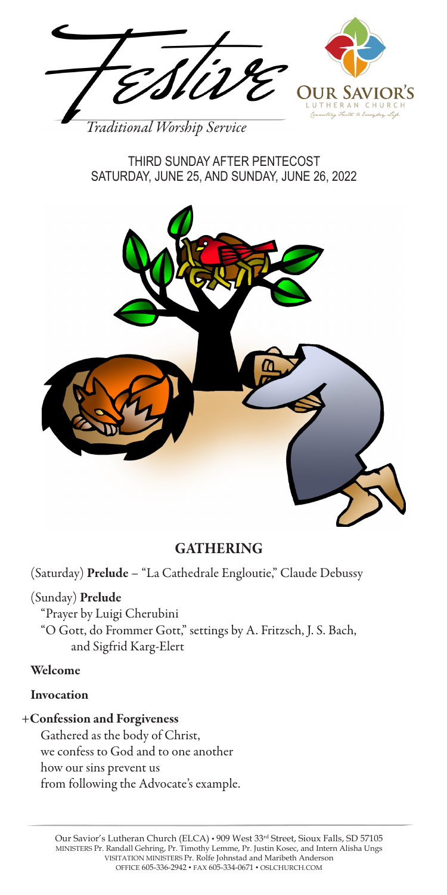# Festive

*Traditional Worship Service*

OUR SAVIOR'S LUTHERAN CHURCH

*Connecting Faith to Everyday Life*

THIRD SUNDAY AFTER PENTECOST
SATURDAY, JUNE 25, AND SUNDAY, JUNE 26, 2022

## GATHERING

(Saturday) **Prelude** – "La Cathedrale Engloutie," Claude Debussy

(Sunday) **Prelude**
"Prayer by Luigi Cherubini
"O Gott, do Frommer Gott," settings by A. Fritzsch, J. S. Bach, and Sigfrid Karg-Elert

**Welcome**

**Invocation**

+**Confession and Forgiveness**
Gathered as the body of Christ,
we confess to God and to one another
how our sins prevent us
from following the Advocate's example.

Our Savior's Lutheran Church (ELCA) • 909 West 33rd Street, Sioux Falls, SD 57105
MINISTERS Pr. Randall Gehring, Pr. Timothy Lemme, Pr. Justin Kosec, and Intern Alisha Ungs
VISITATION MINISTERS Pr. Rolfe Johnstad and Maribeth Anderson
OFFICE 605-336-2942 • FAX 605-334-0671 • OSLCHURCH.COM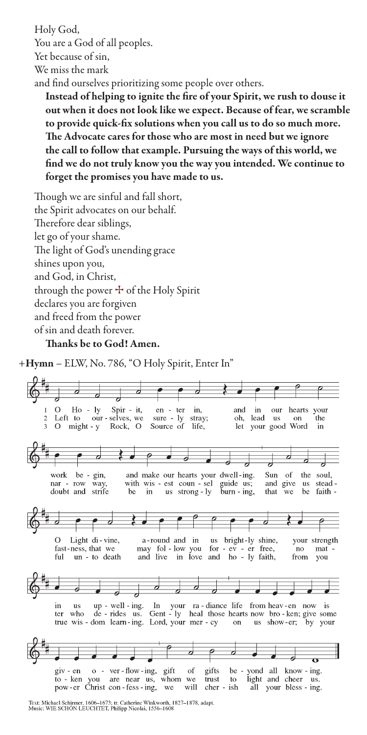Holy God,
You are a God of all peoples.
Yet because of sin,
We miss the mark
and find ourselves prioritizing some people over others.

**Instead of helping to ignite the fire of your Spirit, we rush to douse it out when it does not look like we expect. Because of fear, we scramble to provide quick-fix solutions when you call us to do so much more. The Advocate cares for those who are most in need but we ignore the call to follow that example. Pursuing the ways of this world, we find we do not truly know you the way you intended. We continue to forget the promises you have made to us.**

Though we are sinful and fall short,
the Spirit advocates on our behalf.
Therefore dear siblings,
let go of your shame.
The light of God's unending grace
shines upon you,
and God, in Christ,
through the power ☩ of the Holy Spirit
declares you are forgiven
and freed from the power
of sin and death forever.

**Thanks be to God! Amen.**

+**Hymn** – ELW, No. 786, "O Holy Spirit, Enter In"

1 O Holy Spirit, enter in, and in our hearts your work begin, and make our hearts your dwelling. Sun of the soul, O Light divine, around and in us brightly shine, your strength in us upwelling. In your radiance life from heaven now is given overflowing, gift of gifts beyond all knowing.

2 Left to ourselves, we surely stray; oh, lead us on the narrow way, with wisest counsel guide us; and give us steadfastness, that we may follow you forever free, no matter who derides us. Gently heal those hearts now broken; give some token you are near us, whom we trust to light and cheer us.

3 O mighty Rock, O Source of life, let your good Word in doubt and strife be in us strongly burning, that we be faithful unto death and live in love and holy faith, from you true wisdom learning. Lord, your mercy on us shower; by your power Christ confessing, we will cherish all your blessing.

Text: Michael Schirmer, 1606–1673; tr. Catherine Winkworth, 1827–1878, adapt.
Music: WIE SCHÖN LEUCHTET, Philipp Nicolai, 1556–1608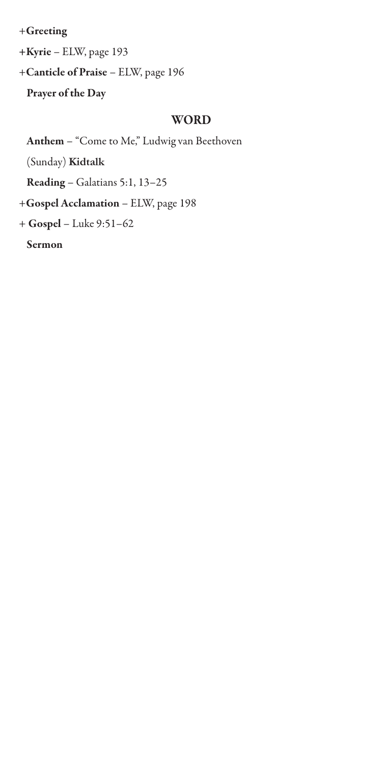+**Greeting**

+**Kyrie** – ELW, page 193

+**Canticle of Praise** – ELW, page 196

**Prayer of the Day**

## WORD

**Anthem** – "Come to Me," Ludwig van Beethoven

(Sunday) **Kidtalk**

**Reading** – Galatians 5:1, 13–25

+**Gospel Acclamation** – ELW, page 198

+ **Gospel** – Luke 9:51–62

**Sermon**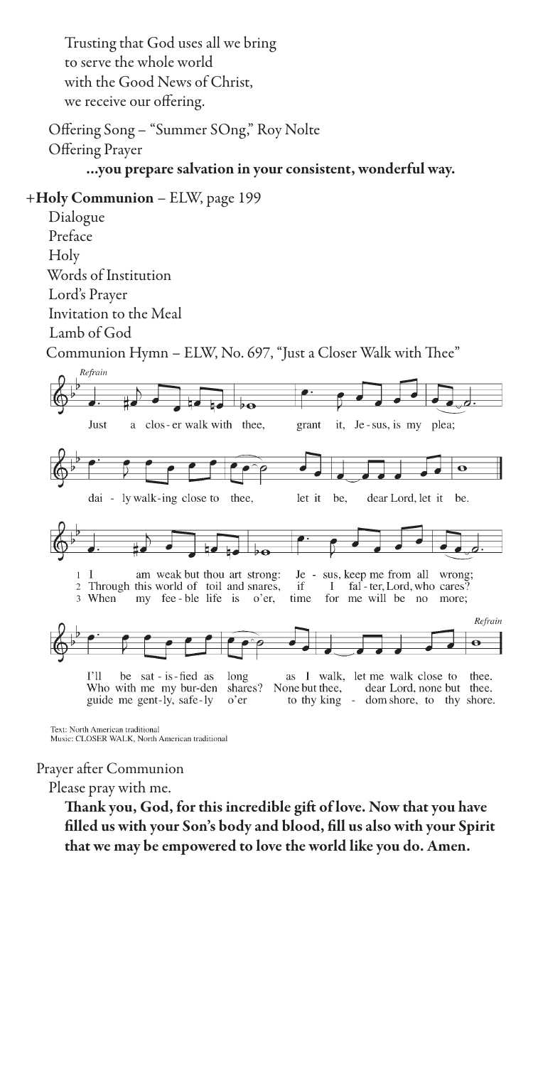Trusting that God uses all we bring
to serve the whole world
with the Good News of Christ,
we receive our offering.

Offering Song – "Summer SOng," Roy Nolte

Offering Prayer

**...you prepare salvation in your consistent, wonderful way.**

**+Holy Communion** – ELW, page 199

Dialogue

Preface

Holy

Words of Institution

Lord's Prayer

Invitation to the Meal

Lamb of God

Communion Hymn – ELW, No. 697, "Just a Closer Walk with Thee"

*Refrain*

Just a clos - er walk with thee,
grant it, Je - sus, is my plea;
dai - ly walk - ing close to thee,
let it be, dear Lord, let it be.

1 I am weak but thou art strong: Je - sus, keep me from all wrong;
I'll be sat - is - fied as long as I walk, let me walk close to thee.

2 Through this world of toil and snares, if I fal - ter, Lord, who cares?
Who with me my bur - den shares? None but thee, dear Lord, none but thee.

3 When my fee - ble life is o'er, time for me will be no more;
guide me gent - ly, safe - ly o'er to thy king - dom shore, to thy shore.

*Refrain*

Text: North American traditional
Music: CLOSER WALK, North American traditional

Prayer after Communion

Please pray with me.

**Thank you, God, for this incredible gift of love. Now that you have filled us with your Son's body and blood, fill us also with your Spirit that we may be empowered to love the world like you do. Amen.**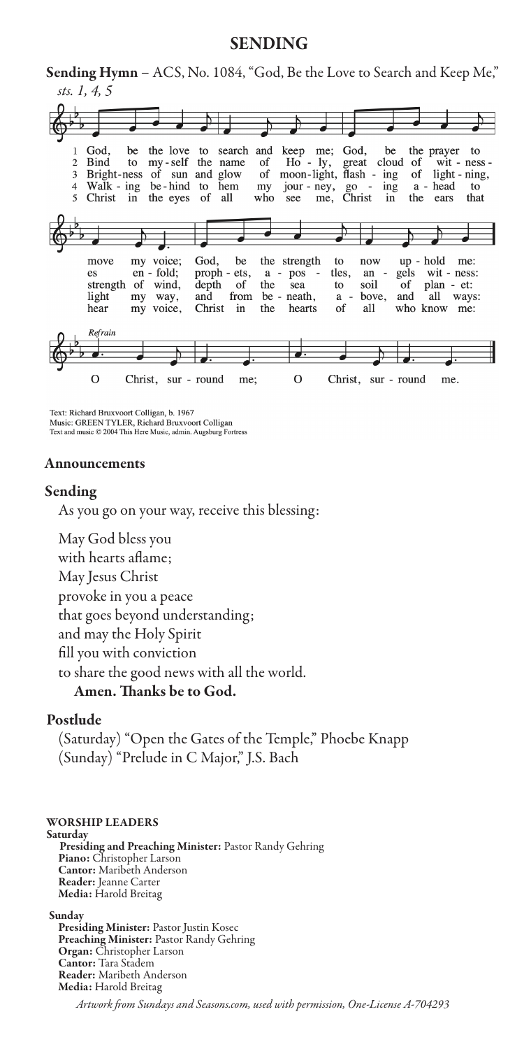## SENDING

**Sending Hymn** – ACS, No. 1084, "God, Be the Love to Search and Keep Me,"
*sts. 1, 4, 5*

1 God, be the love to search and keep me; God, be the prayer to move my voice; God, be the strength to now up-hold me:
2 Bind to my-self the name of Ho-ly, great cloud of wit-ness-es en-fold; proph-ets, a-pos-tles, an-gels wit-ness:
3 Bright-ness of sun and glow of moon-light, flash-ing of light-ning, strength of wind, depth of the sea to soil of plan-et:
4 Walk-ing be-hind to hem my jour-ney, go-ing a-head to light my way, and from be-neath, a-bove, and all ways:
5 Christ in the eyes of all who see me, Christ in the ears that hear my voice, Christ in the hearts of all who know me:

*Refrain*
O Christ, sur-round me; O Christ, sur-round me.

Text: Richard Bruxvoort Colligan, b. 1967
Music: GREEN TYLER, Richard Bruxvoort Colligan
Text and music © 2004 This Here Music, admin. Augsburg Fortress

### Announcements

### Sending

As you go on your way, receive this blessing:

May God bless you
with hearts aflame;
May Jesus Christ
provoke in you a peace
that goes beyond understanding;
and may the Holy Spirit
fill you with conviction
to share the good news with all the world.

**Amen. Thanks be to God.**

### Postlude

(Saturday) "Open the Gates of the Temple," Phoebe Knapp
(Sunday) "Prelude in C Major," J.S. Bach

**WORSHIP LEADERS**

**Saturday**
**Presiding and Preaching Minister:** Pastor Randy Gehring
**Piano:** Christopher Larson
**Cantor:** Maribeth Anderson
**Reader:** Jeanne Carter
**Media:** Harold Breitag

**Sunday**
**Presiding Minister:** Pastor Justin Kosec
**Preaching Minister:** Pastor Randy Gehring
**Organ:** Christopher Larson
**Cantor:** Tara Stadem
**Reader:** Maribeth Anderson
**Media:** Harold Breitag

*Artwork from Sundays and Seasons.com, used with permission, One-License A-704293*